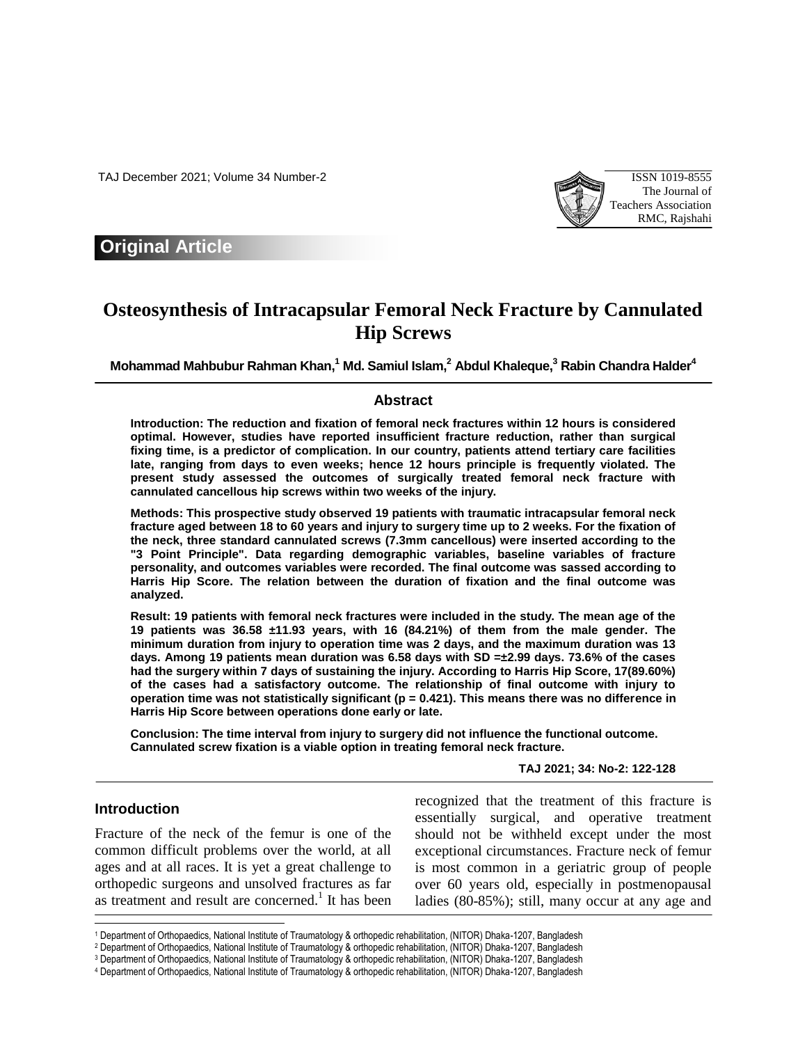Original Article

# Osteosynthesis of Intracapsular Femoral Neck Fracture by Cannulated Hip Screws

**Mohammad Mahbubur Rahman Khan,[1] Md. Samiul Islam,[2] Abdul Khaleque,[3] Rabin Chandra Halder[4]**

## Abstract

**Introduction: The reduction and fixation of femoral neck fractures within 12 hours is considered optimal. However, studies have reported insufficient fracture reduction, rather than surgical fixing time, is a predictor of complication. In our country, patients attend tertiary care facilities late, ranging from days to even weeks; hence 12 hours principle is frequently violated. The present study assessed the outcomes of surgically treated femoral neck fracture with cannulated cancellous hip screws within two weeks of the injury.**

**Methods: This prospective study observed 19 patients with traumatic intracapsular femoral neck fracture aged between 18 to 60 years and injury to surgery time up to 2 weeks. For the fixation of the neck, three standard cannulated screws (7.3mm cancellous) were inserted according to the "3 Point Principle". Data regarding demographic variables, baseline variables of fracture personality, and outcomes variables were recorded. The final outcome was sassed according to Harris Hip Score. The relation between the duration of fixation and the final outcome was analyzed.**

**Result: 19 patients with femoral neck fractures were included in the study. The mean age of the 19 patients was 36.58 ±11.93 years, with 16 (84.21%) of them from the male gender. The minimum duration from injury to operation time was 2 days, and the maximum duration was 13 days. Among 19 patients mean duration was 6.58 days with SD =±2.99 days. 73.6% of the cases had the surgery within 7 days of sustaining the injury. According to Harris Hip Score, 17(89.60%) of the cases had a satisfactory outcome. The relationship of final outcome with injury to operation time was not statistically significant (p = 0.421). This means there was no difference in Harris Hip Score between operations done early or late.**

**Conclusion: The time interval from injury to surgery did not influence the functional outcome. Cannulated screw fixation is a viable option in treating femoral neck fracture.**

**TAJ 2021; 34: No-2: 122-128**

## Introduction

Fracture of the neck of the femur is one of the common difficult problems over the world, at all ages and at all races. It is yet a great challenge to orthopedic surgeons and unsolved fractures as far as treatment and result are concerned.[1] It has been recognized that the treatment of this fracture is essentially surgical, and operative treatment should not be withheld except under the most exceptional circumstances. Fracture neck of femur is most common in a geriatric group of people over 60 years old, especially in postmenopausal ladies (80-85%); still, many occur at any age and

---

[1] Department of Orthopaedics, National Institute of Traumatology & orthopedic rehabilitation, (NITOR) Dhaka-1207, Bangladesh
[2] Department of Orthopaedics, National Institute of Traumatology & orthopedic rehabilitation, (NITOR) Dhaka-1207, Bangladesh
[3] Department of Orthopaedics, National Institute of Traumatology & orthopedic rehabilitation, (NITOR) Dhaka-1207, Bangladesh
[4] Department of Orthopaedics, National Institute of Traumatology & orthopedic rehabilitation, (NITOR) Dhaka-1207, Bangladesh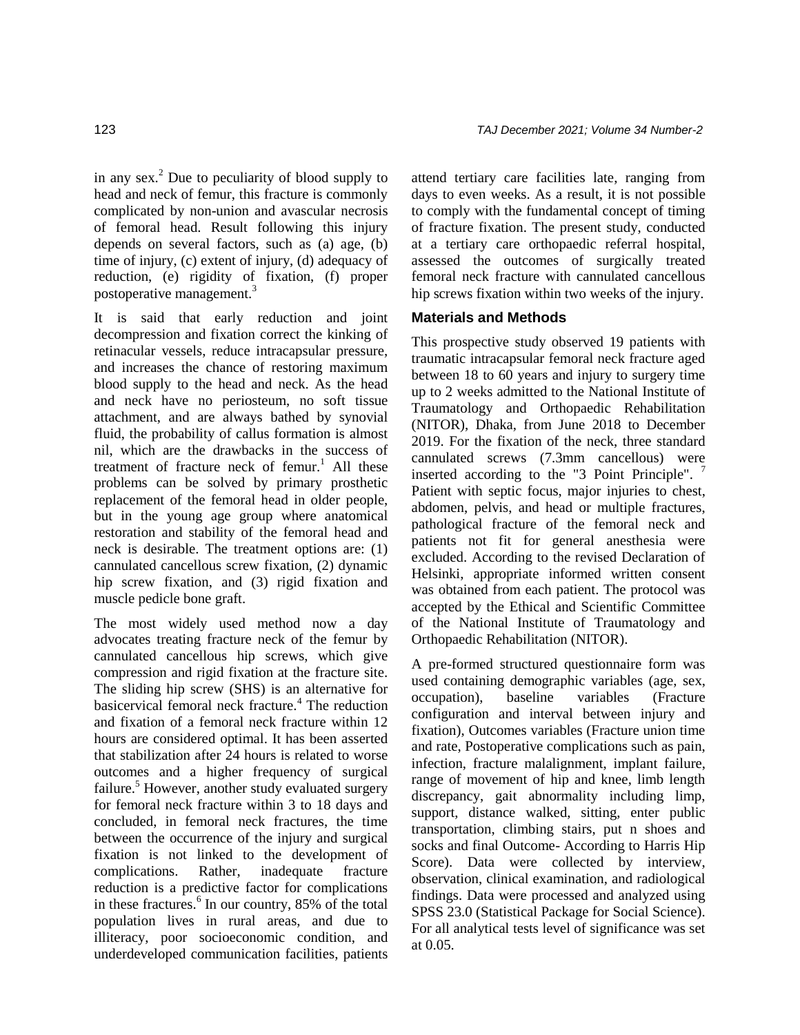in any sex.[2] Due to peculiarity of blood supply to head and neck of femur, this fracture is commonly complicated by non-union and avascular necrosis of femoral head. Result following this injury depends on several factors, such as (a) age, (b) time of injury, (c) extent of injury, (d) adequacy of reduction, (e) rigidity of fixation, (f) proper postoperative management.[3]

It is said that early reduction and joint decompression and fixation correct the kinking of retinacular vessels, reduce intracapsular pressure, and increases the chance of restoring maximum blood supply to the head and neck. As the head and neck have no periosteum, no soft tissue attachment, and are always bathed by synovial fluid, the probability of callus formation is almost nil, which are the drawbacks in the success of treatment of fracture neck of femur.[1] All these problems can be solved by primary prosthetic replacement of the femoral head in older people, but in the young age group where anatomical restoration and stability of the femoral head and neck is desirable. The treatment options are: (1) cannulated cancellous screw fixation, (2) dynamic hip screw fixation, and (3) rigid fixation and muscle pedicle bone graft.

The most widely used method now a day advocates treating fracture neck of the femur by cannulated cancellous hip screws, which give compression and rigid fixation at the fracture site. The sliding hip screw (SHS) is an alternative for basicervical femoral neck fracture.[4] The reduction and fixation of a femoral neck fracture within 12 hours are considered optimal. It has been asserted that stabilization after 24 hours is related to worse outcomes and a higher frequency of surgical failure.[5] However, another study evaluated surgery for femoral neck fracture within 3 to 18 days and concluded, in femoral neck fractures, the time between the occurrence of the injury and surgical fixation is not linked to the development of complications. Rather, inadequate fracture reduction is a predictive factor for complications in these fractures.[6] In our country, 85% of the total population lives in rural areas, and due to illiteracy, poor socioeconomic condition, and underdeveloped communication facilities, patients attend tertiary care facilities late, ranging from days to even weeks. As a result, it is not possible to comply with the fundamental concept of timing of fracture fixation. The present study, conducted at a tertiary care orthopaedic referral hospital, assessed the outcomes of surgically treated femoral neck fracture with cannulated cancellous hip screws fixation within two weeks of the injury.

## Materials and Methods

This prospective study observed 19 patients with traumatic intracapsular femoral neck fracture aged between 18 to 60 years and injury to surgery time up to 2 weeks admitted to the National Institute of Traumatology and Orthopaedic Rehabilitation (NITOR), Dhaka, from June 2018 to December 2019. For the fixation of the neck, three standard cannulated screws (7.3mm cancellous) were inserted according to the "3 Point Principle".[7] Patient with septic focus, major injuries to chest, abdomen, pelvis, and head or multiple fractures, pathological fracture of the femoral neck and patients not fit for general anesthesia were excluded. According to the revised Declaration of Helsinki, appropriate informed written consent was obtained from each patient. The protocol was accepted by the Ethical and Scientific Committee of the National Institute of Traumatology and Orthopaedic Rehabilitation (NITOR).

A pre-formed structured questionnaire form was used containing demographic variables (age, sex, occupation), baseline variables (Fracture configuration and interval between injury and fixation), Outcomes variables (Fracture union time and rate, Postoperative complications such as pain, infection, fracture malalignment, implant failure, range of movement of hip and knee, limb length discrepancy, gait abnormality including limp, support, distance walked, sitting, enter public transportation, climbing stairs, put n shoes and socks and final Outcome- According to Harris Hip Score). Data were collected by interview, observation, clinical examination, and radiological findings. Data were processed and analyzed using SPSS 23.0 (Statistical Package for Social Science). For all analytical tests level of significance was set at 0.05.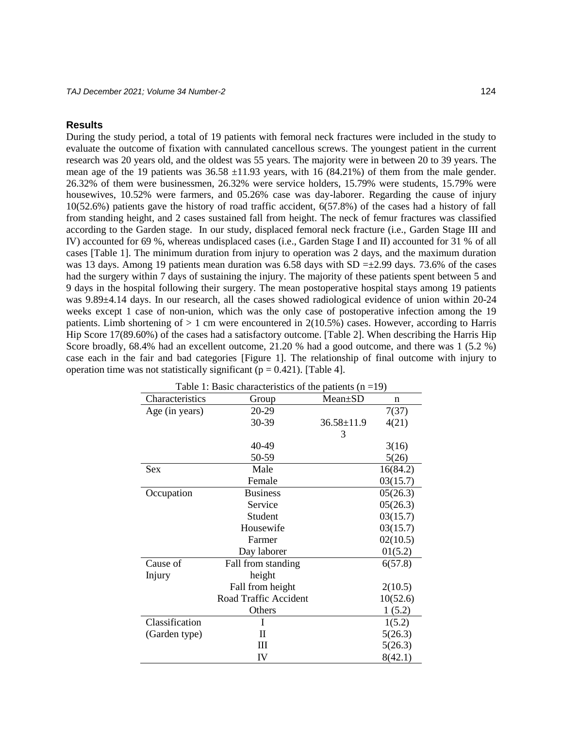## Results

During the study period, a total of 19 patients with femoral neck fractures were included in the study to evaluate the outcome of fixation with cannulated cancellous screws. The youngest patient in the current research was 20 years old, and the oldest was 55 years. The majority were in between 20 to 39 years. The mean age of the 19 patients was 36.58 ±11.93 years, with 16 (84.21%) of them from the male gender. 26.32% of them were businessmen, 26.32% were service holders, 15.79% were students, 15.79% were housewives, 10.52% were farmers, and 05.26% case was day-laborer. Regarding the cause of injury 10(52.6%) patients gave the history of road traffic accident, 6(57.8%) of the cases had a history of fall from standing height, and 2 cases sustained fall from height. The neck of femur fractures was classified according to the Garden stage. In our study, displaced femoral neck fracture (i.e., Garden Stage III and IV) accounted for 69 %, whereas undisplaced cases (i.e., Garden Stage I and II) accounted for 31 % of all cases [Table 1]. The minimum duration from injury to operation was 2 days, and the maximum duration was 13 days. Among 19 patients mean duration was 6.58 days with SD =±2.99 days. 73.6% of the cases had the surgery within 7 days of sustaining the injury. The majority of these patients spent between 5 and 9 days in the hospital following their surgery. The mean postoperative hospital stays among 19 patients was 9.89±4.14 days. In our research, all the cases showed radiological evidence of union within 20-24 weeks except 1 case of non-union, which was the only case of postoperative infection among the 19 patients. Limb shortening of > 1 cm were encountered in 2(10.5%) cases. However, according to Harris Hip Score 17(89.60%) of the cases had a satisfactory outcome. [Table 2]. When describing the Harris Hip Score broadly, 68.4% had an excellent outcome, 21.20 % had a good outcome, and there was 1 (5.2 %) case each in the fair and bad categories [Figure 1]. The relationship of final outcome with injury to operation time was not statistically significant ($p = 0.421$). [Table 4].

Table 1: Basic characteristics of the patients (n =19)

| Characteristics | Group | Mean±SD | n |
|---|---|---|---|
| Age (in years) | 20-29 | | 7(37) |
| | 30-39 | 36.58±11.93 | 4(21) |
| | 40-49 | | 3(16) |
| | 50-59 | | 5(26) |
| Sex | Male | | 16(84.2) |
| | Female | | 03(15.7) |
| Occupation | Business | | 05(26.3) |
| | Service | | 05(26.3) |
| | Student | | 03(15.7) |
| | Housewife | | 03(15.7) |
| | Farmer | | 02(10.5) |
| | Day laborer | | 01(5.2) |
| Cause of Injury | Fall from standing height | | 6(57.8) |
| | Fall from height | | 2(10.5) |
| | Road Traffic Accident | | 10(52.6) |
| | Others | | 1 (5.2) |
| Classification (Garden type) | I | | 1(5.2) |
| | II | | 5(26.3) |
| | III | | 5(26.3) |
| | IV | | 8(42.1) |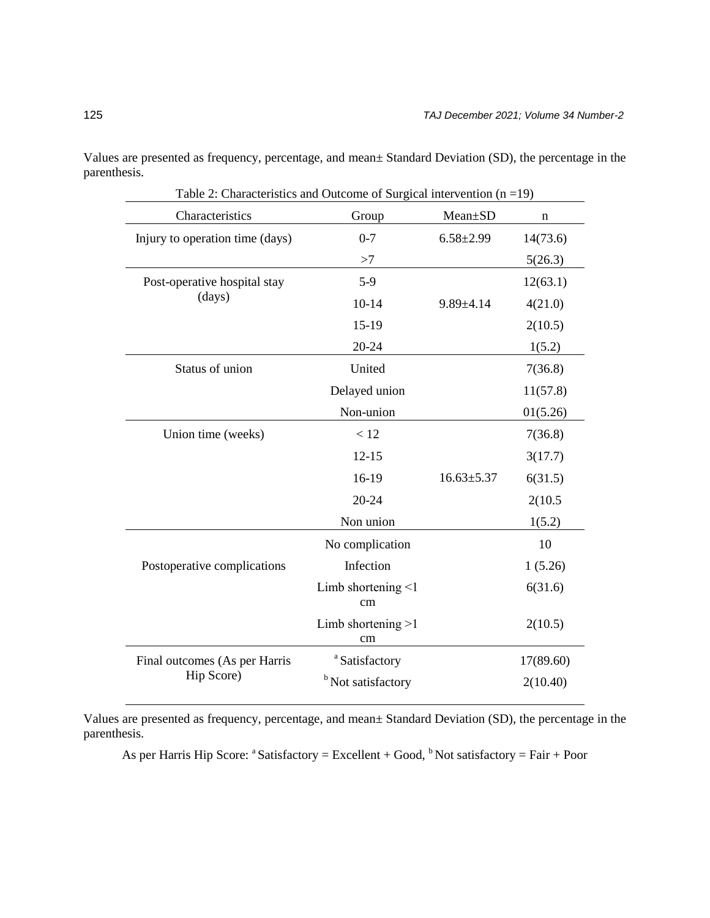Values are presented as frequency, percentage, and mean± Standard Deviation (SD), the percentage in the parenthesis.

Table 2: Characteristics and Outcome of Surgical intervention (n =19)

| Characteristics | Group | Mean±SD | n |
|---|---|---|---|
| Injury to operation time (days) | 0-7 | 6.58±2.99 | 14(73.6) |
| | >7 | | 5(26.3) |
| Post-operative hospital stay (days) | 5-9 | | 12(63.1) |
| | 10-14 | 9.89±4.14 | 4(21.0) |
| | 15-19 | | 2(10.5) |
| | 20-24 | | 1(5.2) |
| Status of union | United | | 7(36.8) |
| | Delayed union | | 11(57.8) |
| | Non-union | | 01(5.26) |
| Union time (weeks) | < 12 | | 7(36.8) |
| | 12-15 | | 3(17.7) |
| | 16-19 | 16.63±5.37 | 6(31.5) |
| | 20-24 | | 2(10.5 |
| | Non union | | 1(5.2) |
| Postoperative complications | No complication | | 10 |
| | Infection | | 1 (5.26) |
| | Limb shortening <1 cm | | 6(31.6) |
| | Limb shortening >1 cm | | 2(10.5) |
| Final outcomes (As per Harris Hip Score) | [a] Satisfactory | | 17(89.60) |
| | [b] Not satisfactory | | 2(10.40) |

Values are presented as frequency, percentage, and mean± Standard Deviation (SD), the percentage in the parenthesis.

As per Harris Hip Score: [a] Satisfactory = Excellent + Good, [b] Not satisfactory = Fair + Poor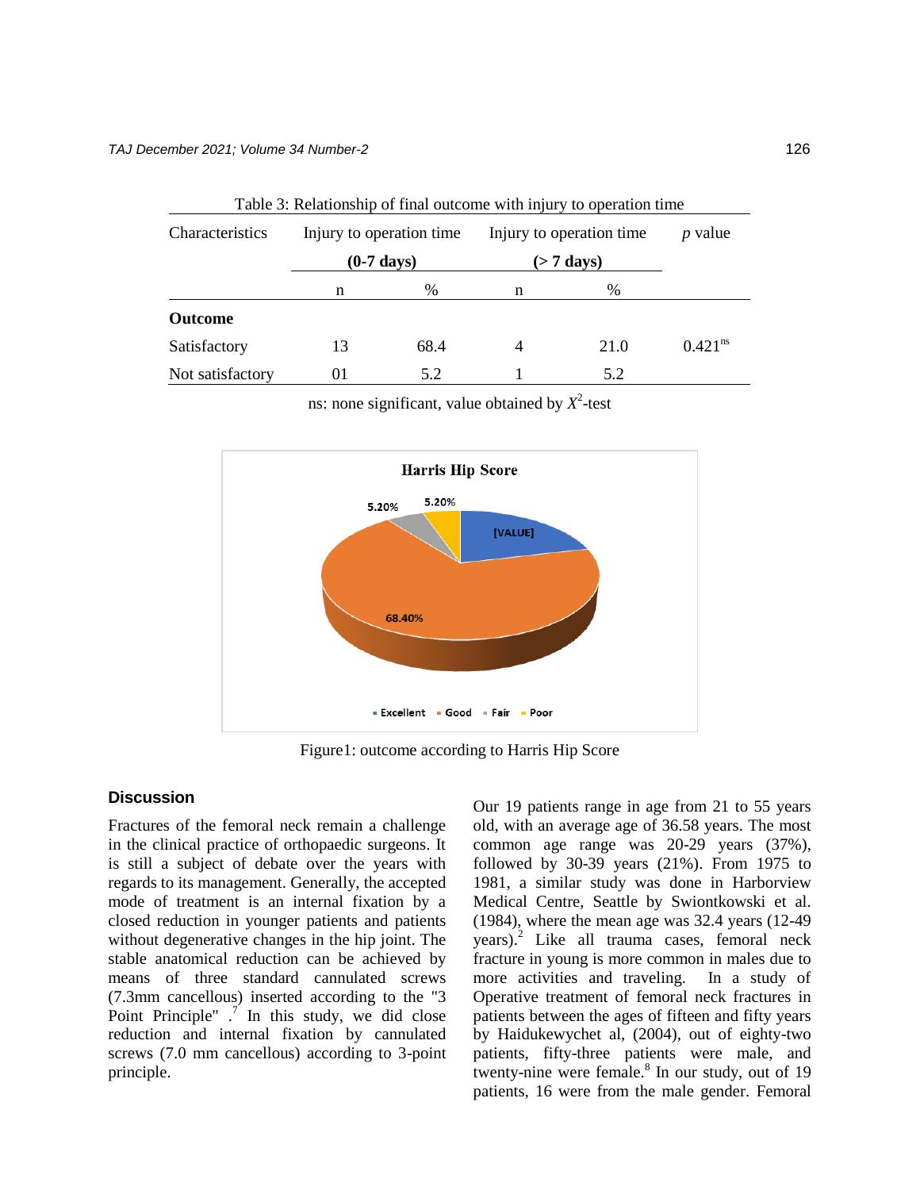Table 3: Relationship of final outcome with injury to operation time

| Characteristics | Injury to operation time **(0-7 days)** | | Injury to operation time **(> 7 days)** | | *p* value |
|---|---|---|---|---|---|
| | n | % | n | % | |
| **Outcome** | | | | | |
| Satisfactory | 13 | 68.4 | 4 | 21.0 | 0.421[ns] |
| Not satisfactory | 01 | 5.2 | 1 | 5.2 | |

ns: none significant, value obtained by $X^2$-test

Figure1: outcome according to Harris Hip Score

## Discussion

Fractures of the femoral neck remain a challenge in the clinical practice of orthopaedic surgeons. It is still a subject of debate over the years with regards to its management. Generally, the accepted mode of treatment is an internal fixation by a closed reduction in younger patients and patients without degenerative changes in the hip joint. The stable anatomical reduction can be achieved by means of three standard cannulated screws (7.3mm cancellous) inserted according to the "3 Point Principle" .[7] In this study, we did close reduction and internal fixation by cannulated screws (7.0 mm cancellous) according to 3-point principle.

Our 19 patients range in age from 21 to 55 years old, with an average age of 36.58 years. The most common age range was 20-29 years (37%), followed by 30-39 years (21%). From 1975 to 1981, a similar study was done in Harborview Medical Centre, Seattle by Swiontkowski et al. (1984), where the mean age was 32.4 years (12-49 years).[2] Like all trauma cases, femoral neck fracture in young is more common in males due to more activities and traveling. In a study of Operative treatment of femoral neck fractures in patients between the ages of fifteen and fifty years by Haidukewychet al, (2004), out of eighty-two patients, fifty-three patients were male, and twenty-nine were female.[8] In our study, out of 19 patients, 16 were from the male gender. Femoral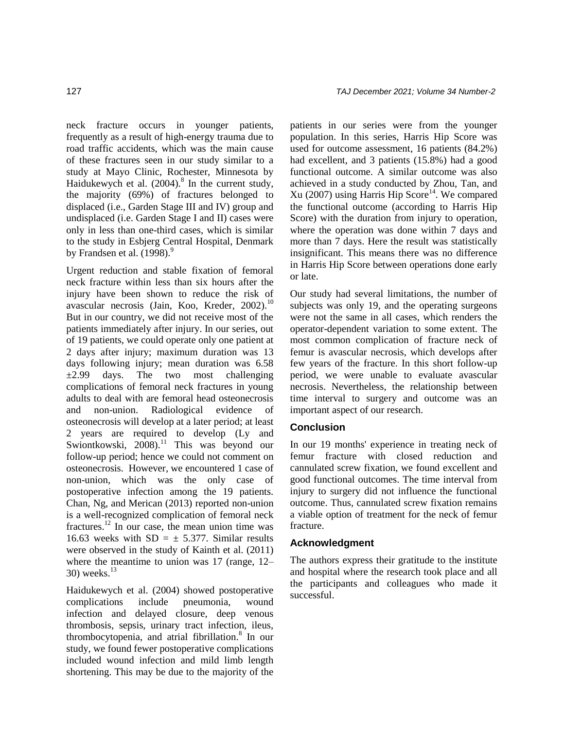neck fracture occurs in younger patients, frequently as a result of high-energy trauma due to road traffic accidents, which was the main cause of these fractures seen in our study similar to a study at Mayo Clinic, Rochester, Minnesota by Haidukewych et al. (2004).[8] In the current study, the majority (69%) of fractures belonged to displaced (i.e., Garden Stage III and IV) group and undisplaced (i.e. Garden Stage I and II) cases were only in less than one-third cases, which is similar to the study in Esbjerg Central Hospital, Denmark by Frandsen et al. (1998).[9]

Urgent reduction and stable fixation of femoral neck fracture within less than six hours after the injury have been shown to reduce the risk of avascular necrosis (Jain, Koo, Kreder, 2002).[10] But in our country, we did not receive most of the patients immediately after injury. In our series, out of 19 patients, we could operate only one patient at 2 days after injury; maximum duration was 13 days following injury; mean duration was 6.58 ±2.99 days. The two most challenging complications of femoral neck fractures in young adults to deal with are femoral head osteonecrosis and non-union. Radiological evidence of osteonecrosis will develop at a later period; at least 2 years are required to develop (Ly and Swiontkowski, 2008).[11] This was beyond our follow-up period; hence we could not comment on osteonecrosis. However, we encountered 1 case of non-union, which was the only case of postoperative infection among the 19 patients. Chan, Ng, and Merican (2013) reported non-union is a well-recognized complication of femoral neck fractures.[12] In our case, the mean union time was 16.63 weeks with SD = ± 5.377. Similar results were observed in the study of Kainth et al. (2011) where the meantime to union was 17 (range, 12–30) weeks.[13]

Haidukewych et al. (2004) showed postoperative complications include pneumonia, wound infection and delayed closure, deep venous thrombosis, sepsis, urinary tract infection, ileus, thrombocytopenia, and atrial fibrillation.[8] In our study, we found fewer postoperative complications included wound infection and mild limb length shortening. This may be due to the majority of the patients in our series were from the younger population. In this series, Harris Hip Score was used for outcome assessment, 16 patients (84.2%) had excellent, and 3 patients (15.8%) had a good functional outcome. A similar outcome was also achieved in a study conducted by Zhou, Tan, and Xu (2007) using Harris Hip Score[14]. We compared the functional outcome (according to Harris Hip Score) with the duration from injury to operation, where the operation was done within 7 days and more than 7 days. Here the result was statistically insignificant. This means there was no difference in Harris Hip Score between operations done early or late.

Our study had several limitations, the number of subjects was only 19, and the operating surgeons were not the same in all cases, which renders the operator-dependent variation to some extent. The most common complication of fracture neck of femur is avascular necrosis, which develops after few years of the fracture. In this short follow-up period, we were unable to evaluate avascular necrosis. Nevertheless, the relationship between time interval to surgery and outcome was an important aspect of our research.

## Conclusion

In our 19 months' experience in treating neck of femur fracture with closed reduction and cannulated screw fixation, we found excellent and good functional outcomes. The time interval from injury to surgery did not influence the functional outcome. Thus, cannulated screw fixation remains a viable option of treatment for the neck of femur fracture.

## Acknowledgment

The authors express their gratitude to the institute and hospital where the research took place and all the participants and colleagues who made it successful.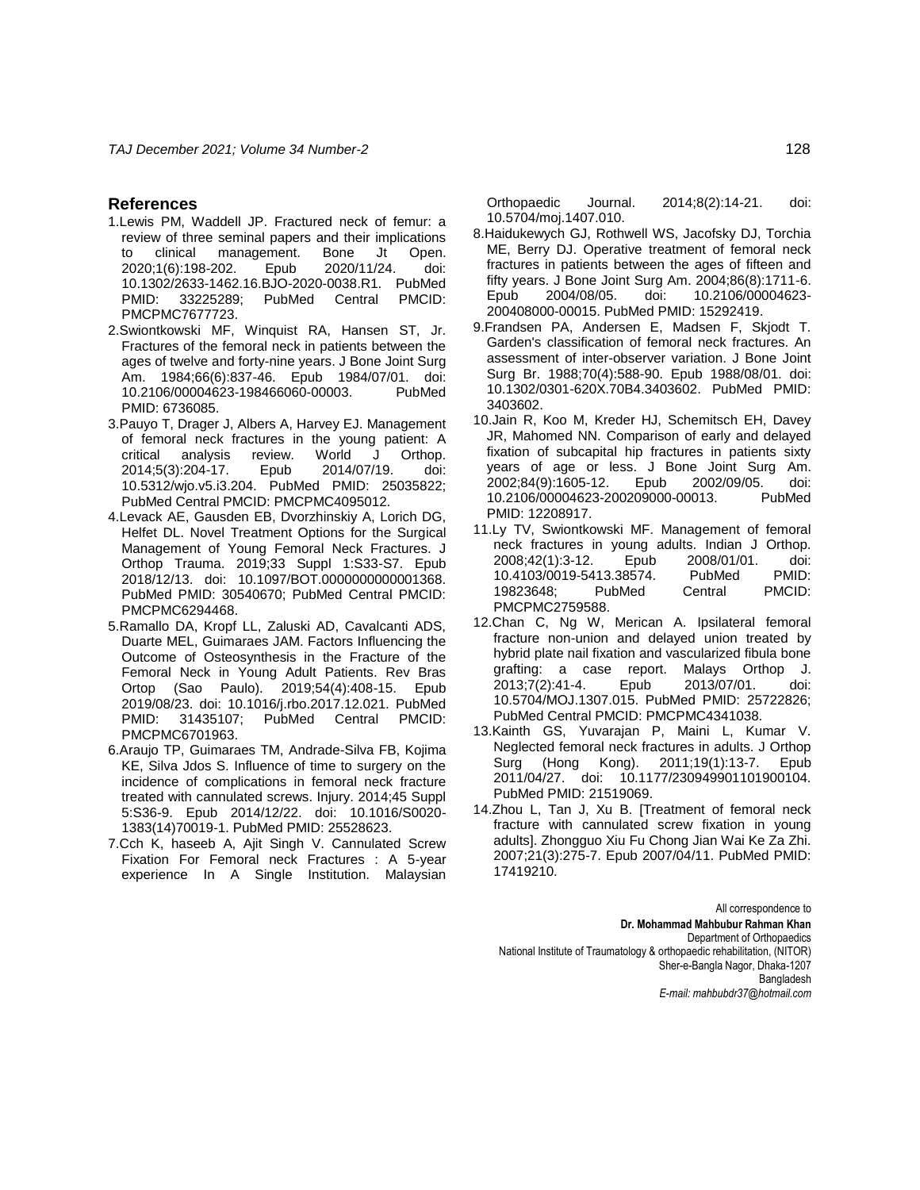## References

1. Lewis PM, Waddell JP. Fractured neck of femur: a review of three seminal papers and their implications to clinical management. Bone Jt Open. 2020;1(6):198-202. Epub 2020/11/24. doi: 10.1302/2633-1462.16.BJO-2020-0038.R1. PubMed PMID: 33225289; PubMed Central PMCID: PMCPMC7677723.
2. Swiontkowski MF, Winquist RA, Hansen ST, Jr. Fractures of the femoral neck in patients between the ages of twelve and forty-nine years. J Bone Joint Surg Am. 1984;66(6):837-46. Epub 1984/07/01. doi: 10.2106/00004623-198466060-00003. PubMed PMID: 6736085.
3. Pauyo T, Drager J, Albers A, Harvey EJ. Management of femoral neck fractures in the young patient: A critical analysis review. World J Orthop. 2014;5(3):204-17. Epub 2014/07/19. doi: 10.5312/wjo.v5.i3.204. PubMed PMID: 25035822; PubMed Central PMCID: PMCPMC4095012.
4. Levack AE, Gausden EB, Dvorzhinskiy A, Lorich DG, Helfet DL. Novel Treatment Options for the Surgical Management of Young Femoral Neck Fractures. J Orthop Trauma. 2019;33 Suppl 1:S33-S7. Epub 2018/12/13. doi: 10.1097/BOT.0000000000001368. PubMed PMID: 30540670; PubMed Central PMCID: PMCPMC6294468.
5. Ramallo DA, Kropf LL, Zaluski AD, Cavalcanti ADS, Duarte MEL, Guimaraes JAM. Factors Influencing the Outcome of Osteosynthesis in the Fracture of the Femoral Neck in Young Adult Patients. Rev Bras Ortop (Sao Paulo). 2019;54(4):408-15. Epub 2019/08/23. doi: 10.1016/j.rbo.2017.12.021. PubMed PMID: 31435107; PubMed Central PMCID: PMCPMC6701963.
6. Araujo TP, Guimaraes TM, Andrade-Silva FB, Kojima KE, Silva Jdos S. Influence of time to surgery on the incidence of complications in femoral neck fracture treated with cannulated screws. Injury. 2014;45 Suppl 5:S36-9. Epub 2014/12/22. doi: 10.1016/S0020-1383(14)70019-1. PubMed PMID: 25528623.
7. Cch K, haseeb A, Ajit Singh V. Cannulated Screw Fixation For Femoral neck Fractures : A 5-year experience In A Single Institution. Malaysian Orthopaedic Journal. 2014;8(2):14-21. doi: 10.5704/moj.1407.010.
8. Haidukewych GJ, Rothwell WS, Jacofsky DJ, Torchia ME, Berry DJ. Operative treatment of femoral neck fractures in patients between the ages of fifteen and fifty years. J Bone Joint Surg Am. 2004;86(8):1711-6. Epub 2004/08/05. doi: 10.2106/00004623-200408000-00015. PubMed PMID: 15292419.
9. Frandsen PA, Andersen E, Madsen F, Skjodt T. Garden's classification of femoral neck fractures. An assessment of inter-observer variation. J Bone Joint Surg Br. 1988;70(4):588-90. Epub 1988/08/01. doi: 10.1302/0301-620X.70B4.3403602. PubMed PMID: 3403602.
10. Jain R, Koo M, Kreder HJ, Schemitsch EH, Davey JR, Mahomed NN. Comparison of early and delayed fixation of subcapital hip fractures in patients sixty years of age or less. J Bone Joint Surg Am. 2002;84(9):1605-12. Epub 2002/09/05. doi: 10.2106/00004623-200209000-00013. PubMed PMID: 12208917.
11. Ly TV, Swiontkowski MF. Management of femoral neck fractures in young adults. Indian J Orthop. 2008;42(1):3-12. Epub 2008/01/01. doi: 10.4103/0019-5413.38574. PubMed PMID: 19823648; PubMed Central PMCID: PMCPMC2759588.
12. Chan C, Ng W, Merican A. Ipsilateral femoral fracture non-union and delayed union treated by hybrid plate nail fixation and vascularized fibula bone grafting: a case report. Malays Orthop J. 2013;7(2):41-4. Epub 2013/07/01. doi: 10.5704/MOJ.1307.015. PubMed PMID: 25722826; PubMed Central PMCID: PMCPMC4341038.
13. Kainth GS, Yuvarajan P, Maini L, Kumar V. Neglected femoral neck fractures in adults. J Orthop Surg (Hong Kong). 2011;19(1):13-7. Epub 2011/04/27. doi: 10.1177/230949901101900104. PubMed PMID: 21519069.
14. Zhou L, Tan J, Xu B. [Treatment of femoral neck fracture with cannulated screw fixation in young adults]. Zhongguo Xiu Fu Chong Jian Wai Ke Za Zhi. 2007;21(3):275-7. Epub 2007/04/11. PubMed PMID: 17419210.

All correspondence to
**Dr. Mohammad Mahbubur Rahman Khan**
Department of Orthopaedics
National Institute of Traumatology & orthopaedic rehabilitation, (NITOR)
Sher-e-Bangla Nagor, Dhaka-1207
Bangladesh
*E-mail: mahbubdr37@hotmail.com*